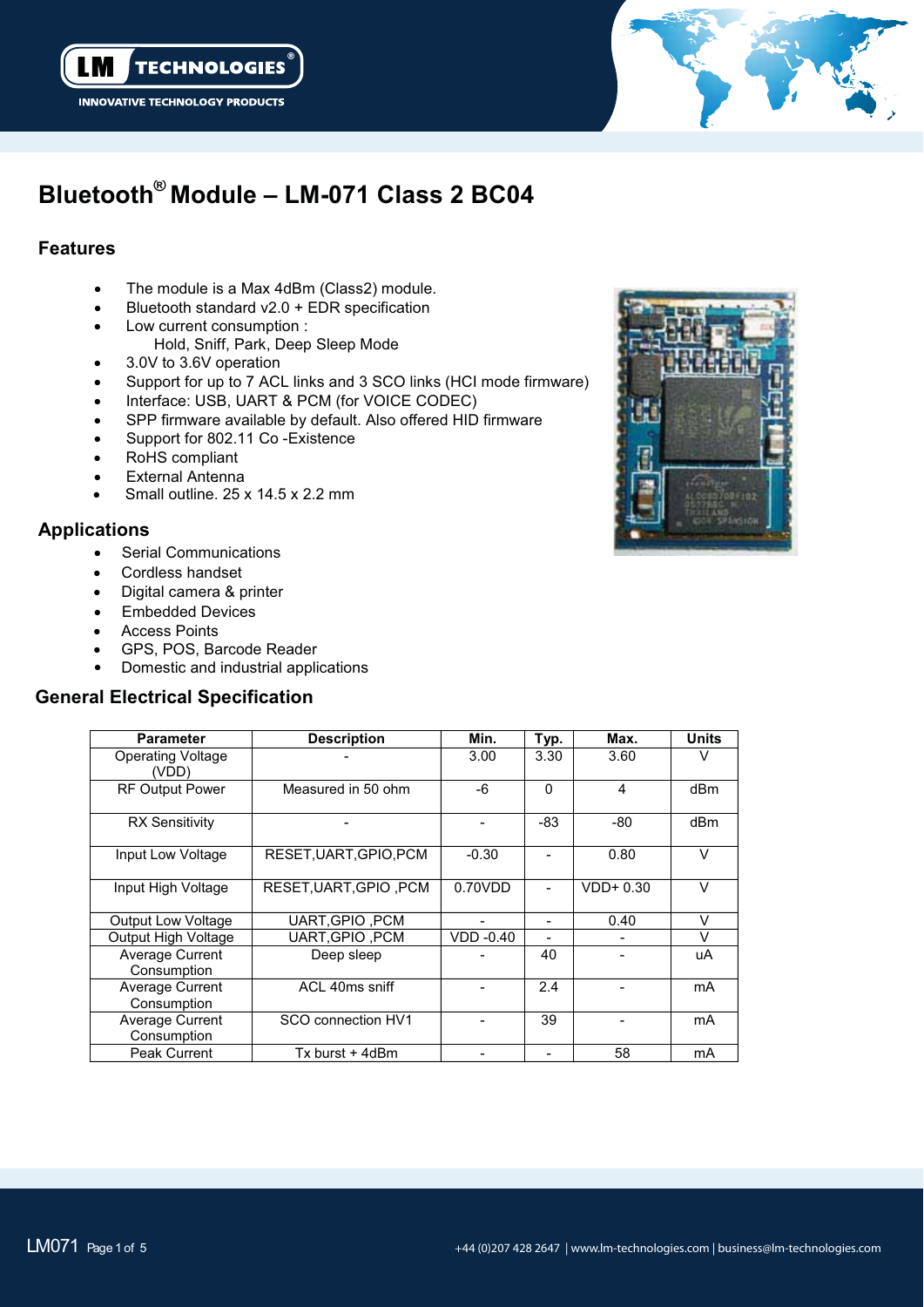# Bluetooth® Module – LM-071 Class 2 BC04

## Features

- The module is a Max 4dBm (Class2) module.
- Bluetooth standard v2.0 + EDR specification
- Low current consumption :
  Hold, Sniff, Park, Deep Sleep Mode
- 3.0V to 3.6V operation
- Support for up to 7 ACL links and 3 SCO links (HCI mode firmware)
- Interface: USB, UART & PCM (for VOICE CODEC)
- SPP firmware available by default. Also offered HID firmware
- Support for 802.11 Co -Existence
- RoHS compliant
- External Antenna
- Small outline. 25 x 14.5 x 2.2 mm

## Applications

- Serial Communications
- Cordless handset
- Digital camera & printer
- Embedded Devices
- Access Points
- GPS, POS, Barcode Reader
- Domestic and industrial applications

## General Electrical Specification

| Parameter | Description | Min. | Typ. | Max. | Units |
|---|---|---|---|---|---|
| Operating Voltage (VDD) | - | 3.00 | 3.30 | 3.60 | V |
| RF Output Power | Measured in 50 ohm | -6 | 0 | 4 | dBm |
| RX Sensitivity | - | - | -83 | -80 | dBm |
| Input Low Voltage | RESET,UART,GPIO,PCM | -0.30 | - | 0.80 | V |
| Input High Voltage | RESET,UART,GPIO ,PCM | 0.70VDD | - | VDD+ 0.30 | V |
| Output Low Voltage | UART,GPIO ,PCM | - | - | 0.40 | V |
| Output High Voltage | UART,GPIO ,PCM | VDD -0.40 | - | - | V |
| Average Current Consumption | Deep sleep | - | 40 | - | uA |
| Average Current Consumption | ACL 40ms sniff | - | 2.4 | - | mA |
| Average Current Consumption | SCO connection HV1 | - | 39 | - | mA |
| Peak Current | Tx burst + 4dBm | - | - | 58 | mA |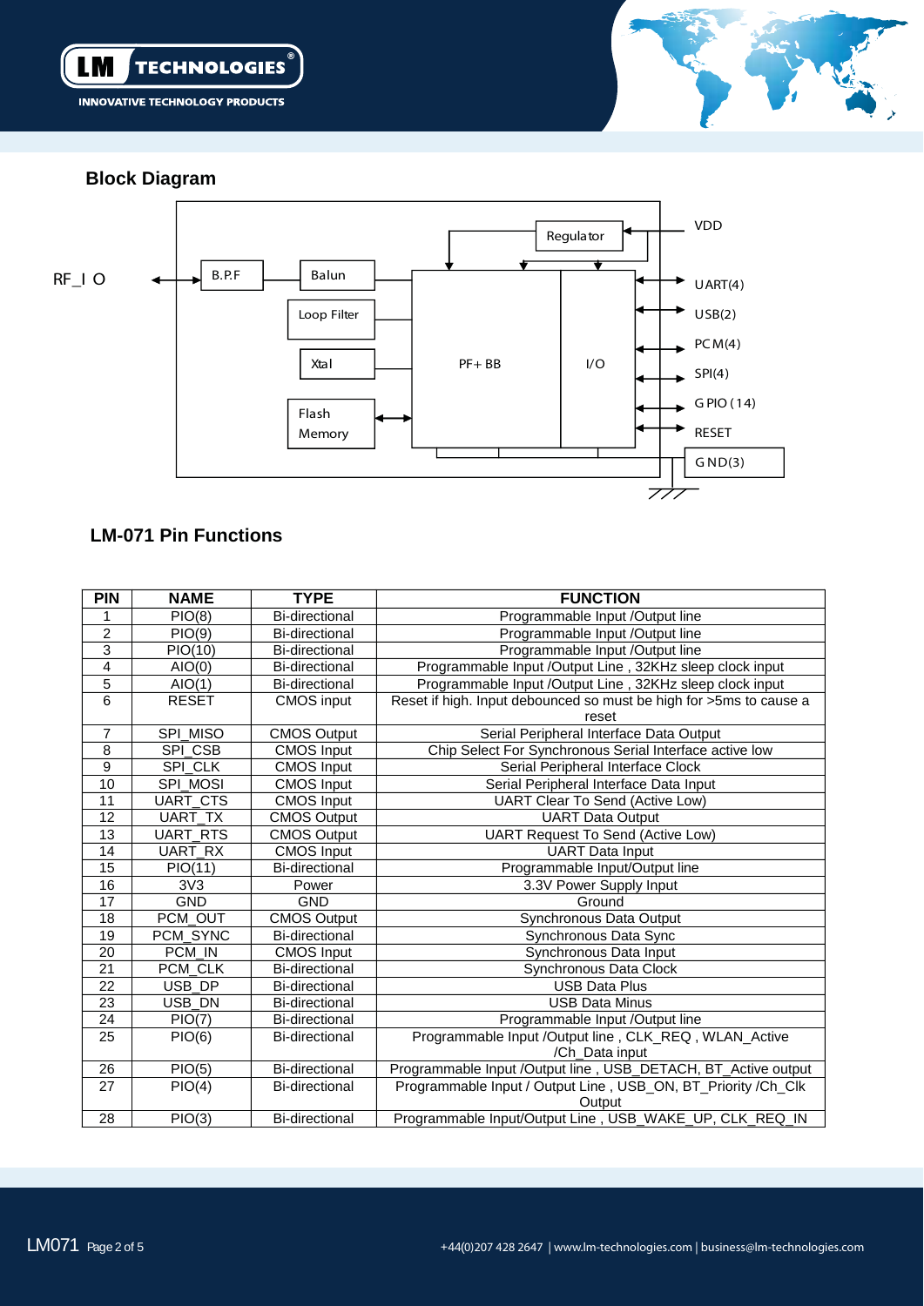## Block Diagram

RF_I O

B.P.F

Balun

Loop Filter

Xtal

Flash Memory

Regulator

PF+ BB

I/O

VDD

UART(4)

USB(2)

PCM(4)

SPI(4)

GPIO(14)

RESET

GND(3)

## LM-071 Pin Functions

| PIN | NAME | TYPE | FUNCTION |
|---|---|---|---|
| 1 | PIO(8) | Bi-directional | Programmable Input /Output line |
| 2 | PIO(9) | Bi-directional | Programmable Input /Output line |
| 3 | PIO(10) | Bi-directional | Programmable Input /Output line |
| 4 | AIO(0) | Bi-directional | Programmable Input /Output Line , 32KHz sleep clock input |
| 5 | AIO(1) | Bi-directional | Programmable Input /Output Line , 32KHz sleep clock input |
| 6 | RESET | CMOS input | Reset if high. Input debounced so must be high for >5ms to cause a reset |
| 7 | SPI_MISO | CMOS Output | Serial Peripheral Interface Data Output |
| 8 | SPI_CSB | CMOS Input | Chip Select For Synchronous Serial Interface active low |
| 9 | SPI_CLK | CMOS Input | Serial Peripheral Interface Clock |
| 10 | SPI_MOSI | CMOS Input | Serial Peripheral Interface Data Input |
| 11 | UART_CTS | CMOS Input | UART Clear To Send (Active Low) |
| 12 | UART_TX | CMOS Output | UART Data Output |
| 13 | UART_RTS | CMOS Output | UART Request To Send (Active Low) |
| 14 | UART_RX | CMOS Input | UART Data Input |
| 15 | PIO(11) | Bi-directional | Programmable Input/Output line |
| 16 | 3V3 | Power | 3.3V Power Supply Input |
| 17 | GND | GND | Ground |
| 18 | PCM_OUT | CMOS Output | Synchronous Data Output |
| 19 | PCM_SYNC | Bi-directional | Synchronous Data Sync |
| 20 | PCM_IN | CMOS Input | Synchronous Data Input |
| 21 | PCM_CLK | Bi-directional | Synchronous Data Clock |
| 22 | USB_DP | Bi-directional | USB Data Plus |
| 23 | USB_DN | Bi-directional | USB Data Minus |
| 24 | PIO(7) | Bi-directional | Programmable Input /Output line |
| 25 | PIO(6) | Bi-directional | Programmable Input /Output line , CLK_REQ , WLAN_Active /Ch_Data input |
| 26 | PIO(5) | Bi-directional | Programmable Input /Output line , USB_DETACH, BT_Active output |
| 27 | PIO(4) | Bi-directional | Programmable Input / Output Line , USB_ON, BT_Priority /Ch_Clk Output |
| 28 | PIO(3) | Bi-directional | Programmable Input/Output Line , USB_WAKE_UP, CLK_REQ_IN |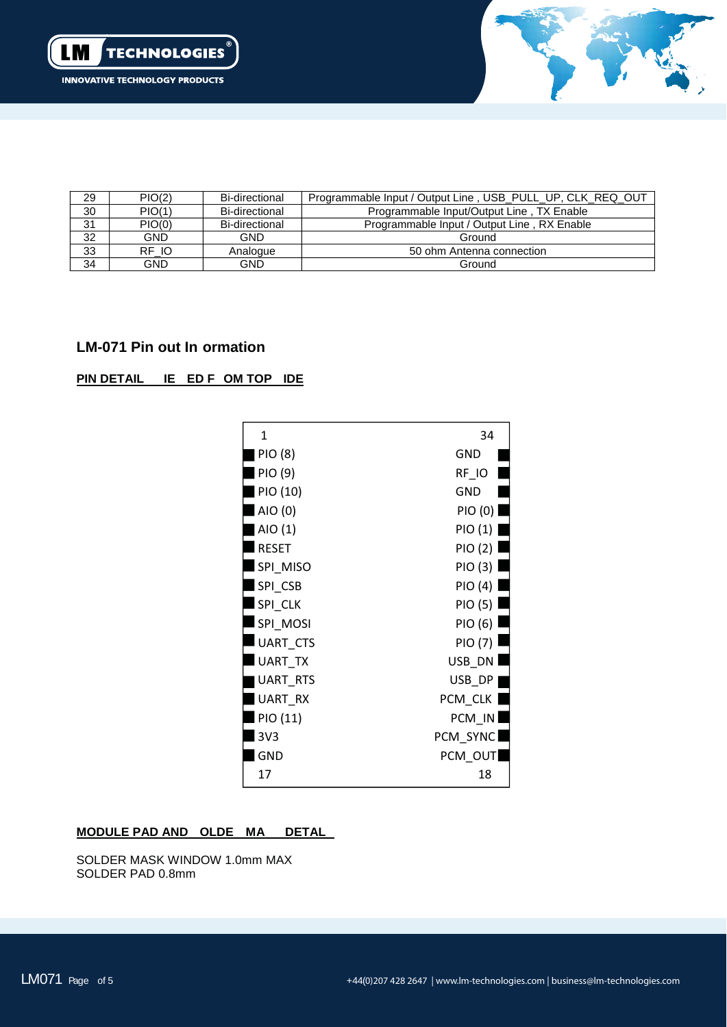| 29 | PIO(2) | Bi-directional | Programmable Input / Output Line , USB_PULL_UP, CLK_REQ_OUT |
|---|---|---|---|
| 30 | PIO(1) | Bi-directional | Programmable Input/Output Line , TX Enable |
| 31 | PIO(0) | Bi-directional | Programmable Input / Output Line , RX Enable |
| 32 | GND | GND | Ground |
| 33 | RF_IO | Analogue | 50 ohm Antenna connection |
| 34 | GND | GND | Ground |

### LM-071 Pin out In ormation

**PIN DETAIL IE ED F OM TOP IDE**

| 1 | 34 |
|---|---|
| PIO (8) | GND |
| PIO (9) | RF_IO |
| PIO (10) | GND |
| AIO (0) | PIO (0) |
| AIO (1) | PIO (1) |
| RESET | PIO (2) |
| SPI_MISO | PIO (3) |
| SPI_CSB | PIO (4) |
| SPI_CLK | PIO (5) |
| SPI_MOSI | PIO (6) |
| UART_CTS | PIO (7) |
| UART_TX | USB_DN |
| UART_RTS | USB_DP |
| UART_RX | PCM_CLK |
| PIO (11) | PCM_IN |
| 3V3 | PCM_SYNC |
| GND | PCM_OUT |
| 17 | 18 |

**MODULE PAD AND OLDE MA DETAL**

SOLDER MASK WINDOW 1.0mm MAX
SOLDER PAD 0.8mm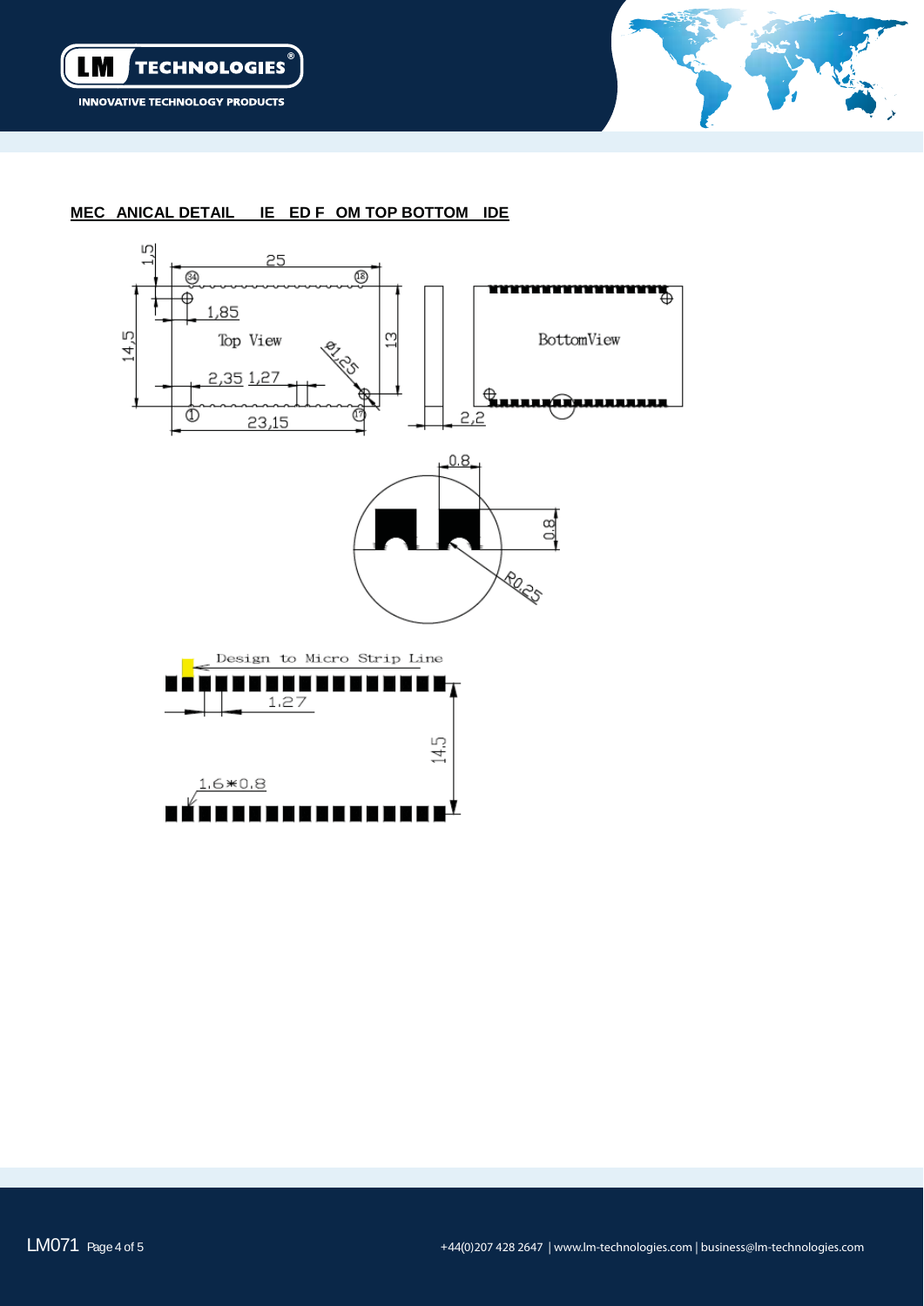**MEC ANICAL DETAIL IE ED F OM TOP BOTTOM IDE**

25

1,5

34

18

1,85

14,5

Top View

Ø1,25

13

2,35 1,27

1

17

23,15

2,2

BottomView

0.8

0.8

R0.25

Design to Micro Strip Line

1.27

14.5

1.6*0.8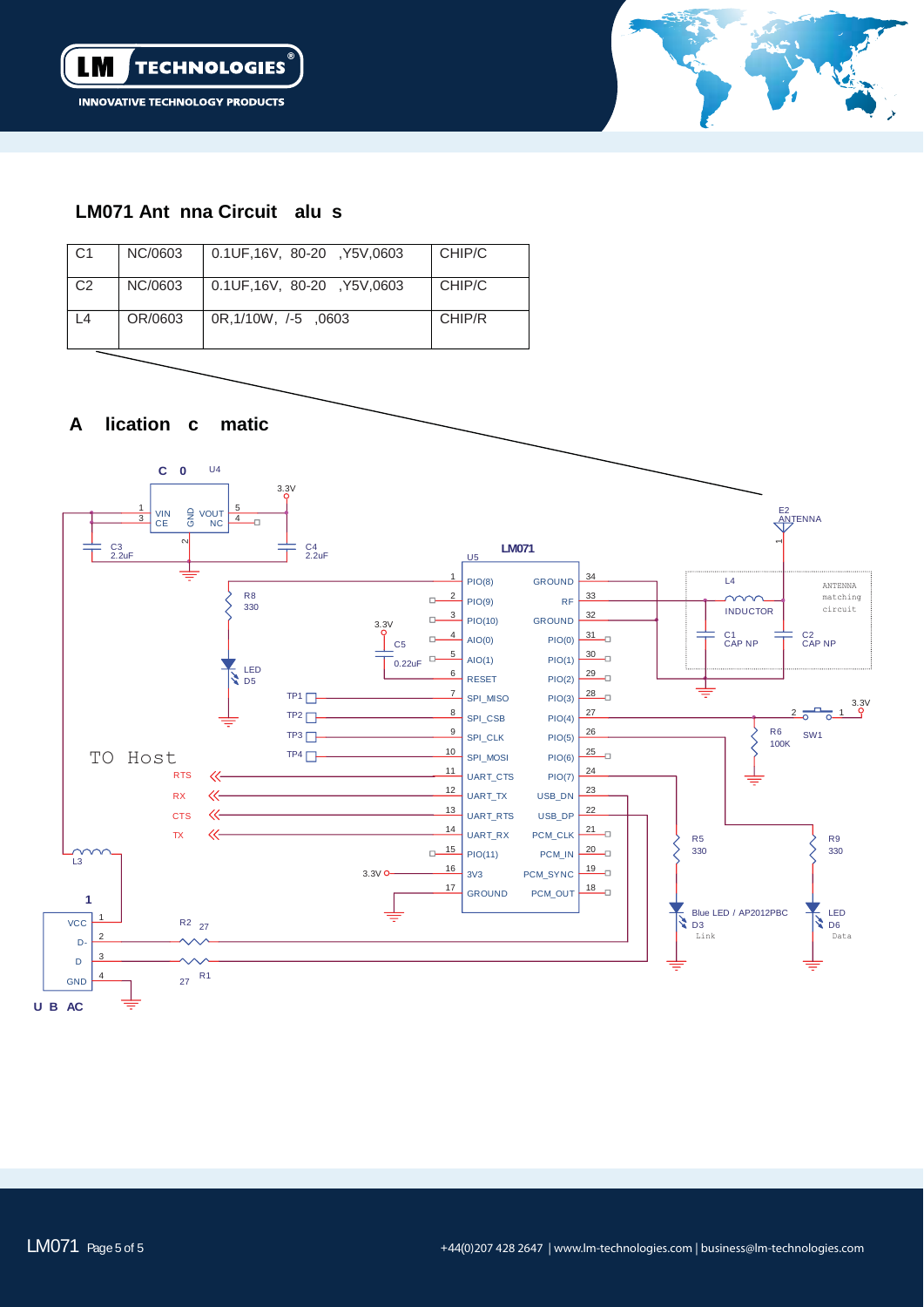## LM071 Ant nna Circuit alu s

| | | | |
|---|---|---|---|
| C1 | NC/0603 | 0.1UF,16V, 80-20 ,Y5V,0603 | CHIP/C |
| C2 | NC/0603 | 0.1UF,16V, 80-20 ,Y5V,0603 | CHIP/C |
| L4 | OR/0603 | 0R,1/10W, /-5 ,0603 | CHIP/R |

## A lication c matic

C 0 U4

VIN CE GND VOUT NC

3.3V

C3 2.2uF

C4 2.2uF

LM071

U5

| Pin | Name | Name | Pin |
|---|---|---|---|
| 1 | PIO(8) | GROUND | 34 |
| 2 | PIO(9) | RF | 33 |
| 3 | PIO(10) | GROUND | 32 |
| 4 | AIO(0) | PIO(0) | 31 |
| 5 | AIO(1) | PIO(1) | 30 |
| 6 | RESET | PIO(2) | 29 |
| 7 | SPI_MISO | PIO(3) | 28 |
| 8 | SPI_CSB | PIO(4) | 27 |
| 9 | SPI_CLK | PIO(5) | 26 |
| 10 | SPI_MOSI | PIO(6) | 25 |
| 11 | UART_CTS | PIO(7) | 24 |
| 12 | UART_TX | USB_DN | 23 |
| 13 | UART_RTS | USB_DP | 22 |
| 14 | UART_RX | PCM_CLK | 21 |
| 15 | PIO(11) | PCM_IN | 20 |
| 16 | 3V3 | PCM_SYNC | 19 |
| 17 | GROUND | PCM_OUT | 18 |

E2 ANTENNA

L4 INDUCTOR

C1 CAP NP

C2 CAP NP

ANTENNA matching circuit

R8 330

LED D5

3.3V

C5 0.22uF

TP1 TP2 TP3 TP4

TO Host

RTS RX CTS TX

L3

3.3V

SW1

R6 100K

R5 330

Blue LED / AP2012PBC D3 Link

R9 330

LED D6 Data

1

VCC D- D GND

R2 27

R1 27

U B AC